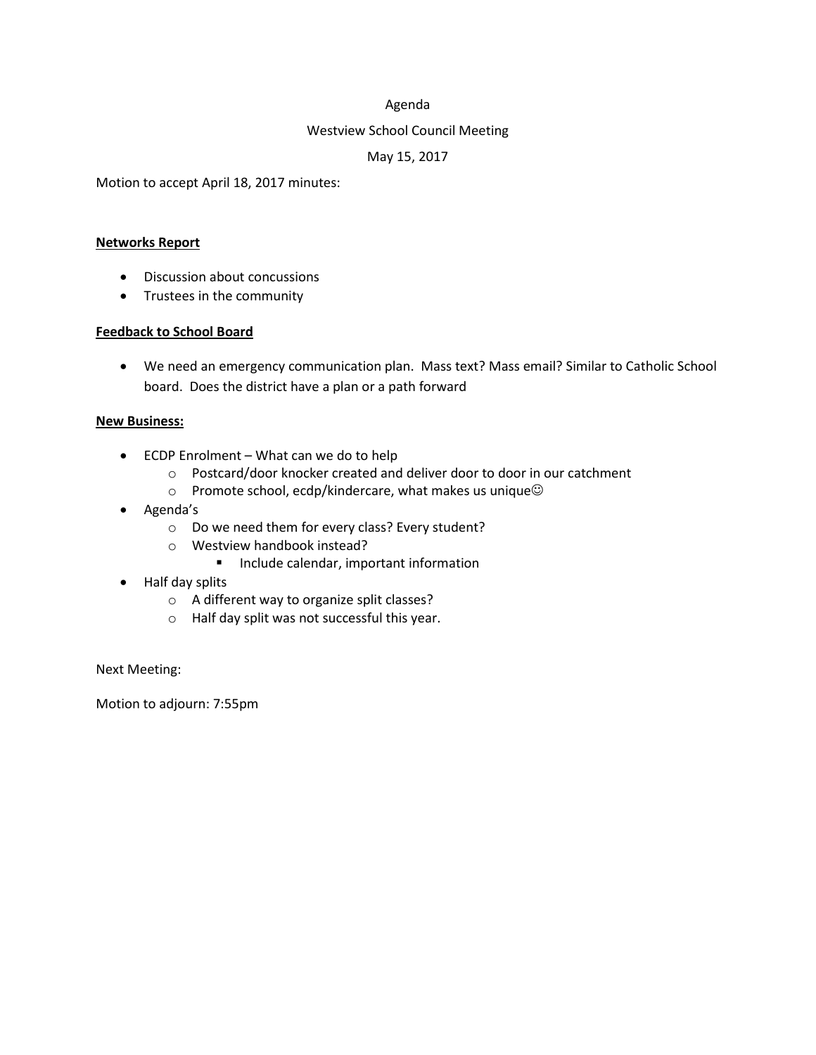Agenda

Westview School Council Meeting

May 15, 2017

Motion to accept April 18, 2017 minutes:

**Networks Report**

- Discussion about concussions
- Trustees in the community

**Feedback to School Board**

- We need an emergency communication plan. Mass text? Mass email? Similar to Catholic School board. Does the district have a plan or a path forward

**New Business:**

- ECDP Enrolment – What can we do to help
  - Postcard/door knocker created and deliver door to door in our catchment
  - Promote school, ecdp/kindercare, what makes us unique☺
- Agenda's
  - Do we need them for every class? Every student?
  - Westview handbook instead?
    - Include calendar, important information
- Half day splits
  - A different way to organize split classes?
  - Half day split was not successful this year.

Next Meeting:

Motion to adjourn: 7:55pm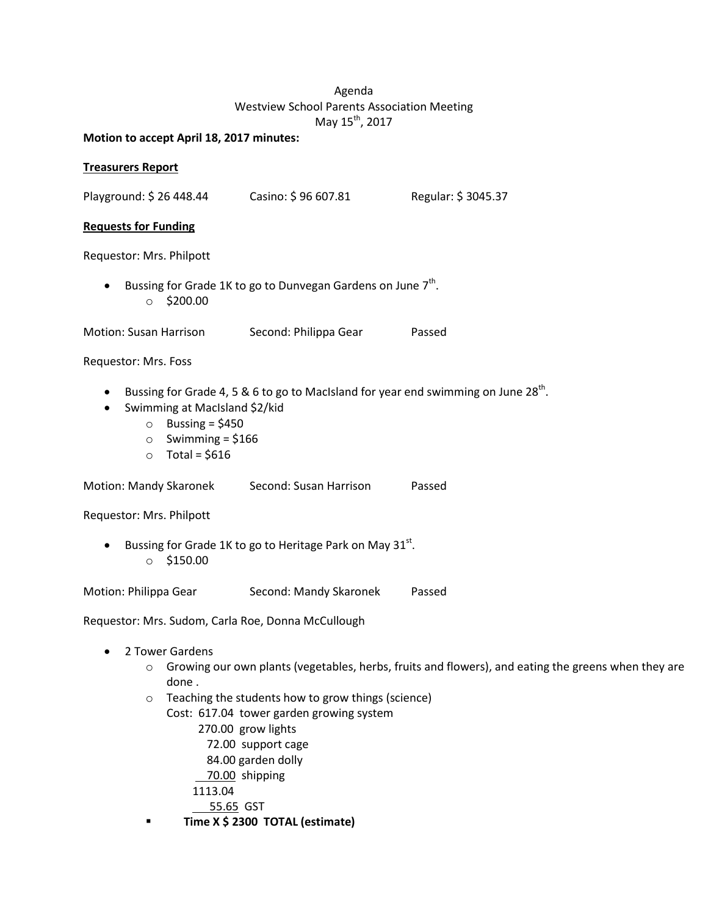Agenda
Westview School Parents Association Meeting
May 15th, 2017

**Motion to accept April 18, 2017 minutes:**

**Treasurers Report**

Playground: $ 26 448.44 Casino: $ 96 607.81 Regular: $ 3045.37

**Requests for Funding**

Requestor: Mrs. Philpott

- Bussing for Grade 1K to go to Dunvegan Gardens on June 7th.
  - $200.00

Motion: Susan Harrison Second: Philippa Gear Passed

Requestor: Mrs. Foss

- Bussing for Grade 4, 5 & 6 to go to MacIsland for year end swimming on June 28th.
- Swimming at MacIsland $2/kid
  - Bussing = $450
  - Swimming = $166
  - Total = $616

Motion: Mandy Skaronek Second: Susan Harrison Passed

Requestor: Mrs. Philpott

- Bussing for Grade 1K to go to Heritage Park on May 31st.
  - $150.00

Motion: Philippa Gear Second: Mandy Skaronek Passed

Requestor: Mrs. Sudom, Carla Roe, Donna McCullough

- 2 Tower Gardens
  - Growing our own plants (vegetables, herbs, fruits and flowers), and eating the greens when they are done .
  - Teaching the students how to grow things (science)

    Cost: 617.04 tower garden growing system
    270.00 grow lights
    72.00 support cage
    84.00 garden dolly
    70.00 shipping
    1113.04
    55.65 GST

    - **Time X $ 2300 TOTAL (estimate)**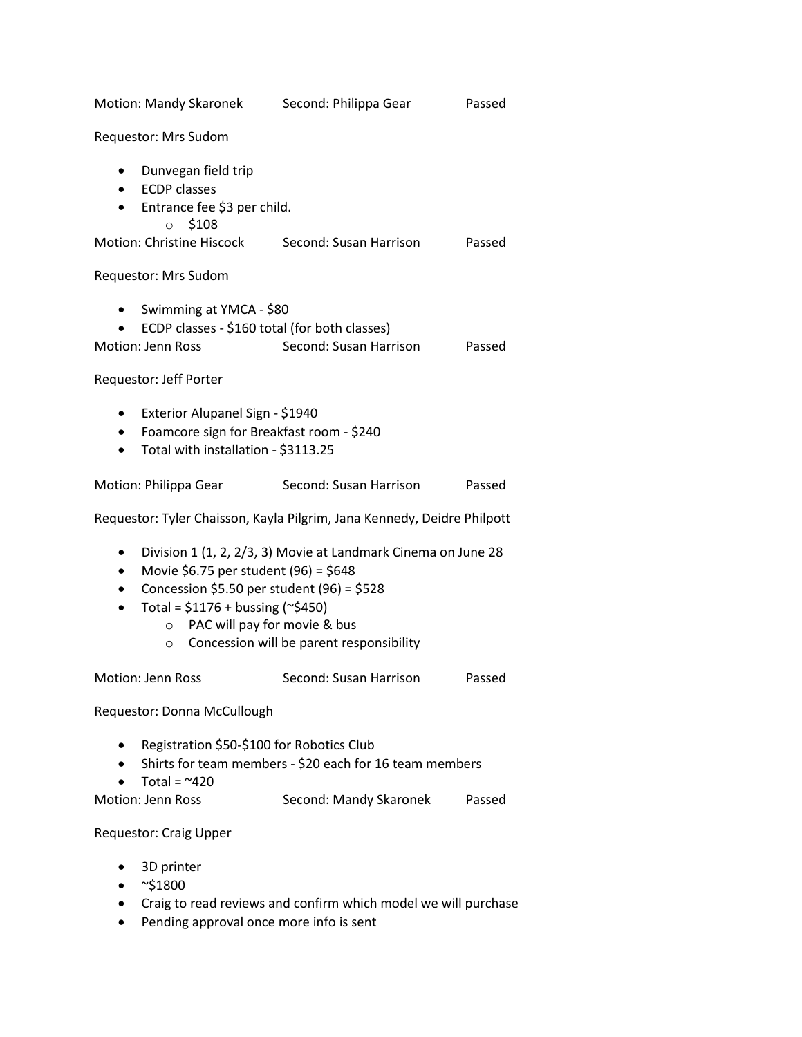Motion: Mandy Skaronek Second: Philippa Gear Passed

Requestor: Mrs Sudom

- Dunvegan field trip
- ECDP classes
- Entrance fee $3 per child.
    - $108

Motion: Christine Hiscock Second: Susan Harrison Passed

Requestor: Mrs Sudom

- Swimming at YMCA - $80
- ECDP classes - $160 total (for both classes)

Motion: Jenn Ross Second: Susan Harrison Passed

Requestor: Jeff Porter

- Exterior Alupanel Sign - $1940
- Foamcore sign for Breakfast room - $240
- Total with installation - $3113.25

Motion: Philippa Gear Second: Susan Harrison Passed

Requestor: Tyler Chaisson, Kayla Pilgrim, Jana Kennedy, Deidre Philpott

- Division 1 (1, 2, 2/3, 3) Movie at Landmark Cinema on June 28
- Movie $6.75 per student (96) = $648
- Concession $5.50 per student (96) = $528
- Total = $1176 + bussing (~$450)
    - PAC will pay for movie & bus
    - Concession will be parent responsibility

Motion: Jenn Ross Second: Susan Harrison Passed

Requestor: Donna McCullough

- Registration $50-$100 for Robotics Club
- Shirts for team members - $20 each for 16 team members
- Total = ~420

Motion: Jenn Ross Second: Mandy Skaronek Passed

Requestor: Craig Upper

- 3D printer
- ~$1800
- Craig to read reviews and confirm which model we will purchase
- Pending approval once more info is sent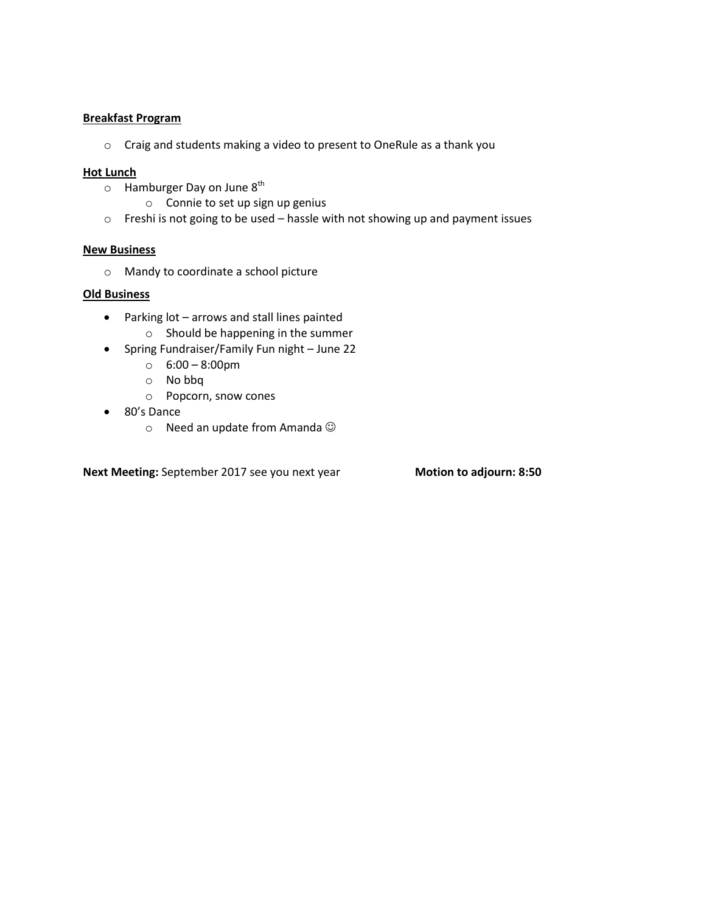**Breakfast Program**

- Craig and students making a video to present to OneRule as a thank you

**Hot Lunch**

- Hamburger Day on June 8th
  - Connie to set up sign up genius
- Freshi is not going to be used – hassle with not showing up and payment issues

**New Business**

- Mandy to coordinate a school picture

**Old Business**

- Parking lot – arrows and stall lines painted
  - Should be happening in the summer
- Spring Fundraiser/Family Fun night – June 22
  - 6:00 – 8:00pm
  - No bbq
  - Popcorn, snow cones
- 80's Dance
  - Need an update from Amanda ☺

**Next Meeting:** September 2017 see you next year **Motion to adjourn: 8:50**